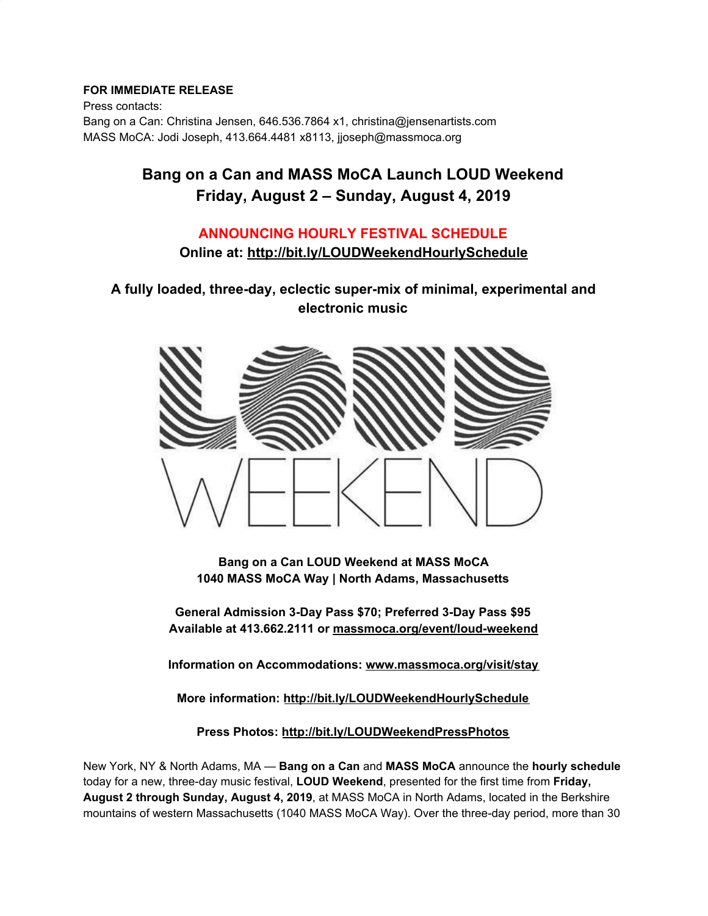**FOR IMMEDIATE RELEASE**
Press contacts:
Bang on a Can: Christina Jensen, 646.536.7864 x1, christina@jensenartists.com
MASS MoCA: Jodi Joseph, 413.664.4481 x8113, jjoseph@massmoca.org

# Bang on a Can and MASS MoCA Launch LOUD Weekend
# Friday, August 2 – Sunday, August 4, 2019

## ANNOUNCING HOURLY FESTIVAL SCHEDULE

**Online at: http://bit.ly/LOUDWeekendHourlySchedule**

**A fully loaded, three-day, eclectic super-mix of minimal, experimental and electronic music**

**Bang on a Can LOUD Weekend at MASS MoCA**
**1040 MASS MoCA Way | North Adams, Massachusetts**

**General Admission 3-Day Pass $70; Preferred 3-Day Pass $95**
**Available at 413.662.2111 or massmoca.org/event/loud-weekend**

**Information on Accommodations: www.massmoca.org/visit/stay**

**More information: http://bit.ly/LOUDWeekendHourlySchedule**

**Press Photos: http://bit.ly/LOUDWeekendPressPhotos**

New York, NY & North Adams, MA — **Bang on a Can** and **MASS MoCA** announce the **hourly schedule** today for a new, three-day music festival, **LOUD Weekend**, presented for the first time from **Friday, August 2 through Sunday, August 4, 2019**, at MASS MoCA in North Adams, located in the Berkshire mountains of western Massachusetts (1040 MASS MoCA Way). Over the three-day period, more than 30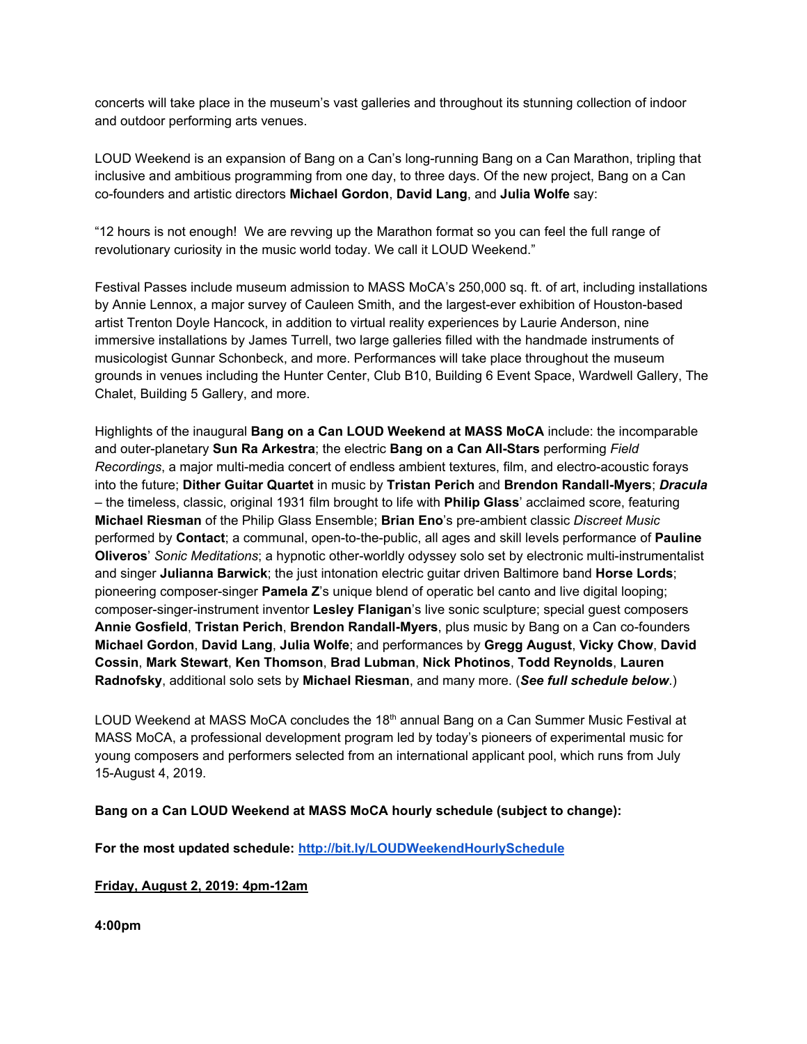concerts will take place in the museum's vast galleries and throughout its stunning collection of indoor and outdoor performing arts venues.

LOUD Weekend is an expansion of Bang on a Can's long-running Bang on a Can Marathon, tripling that inclusive and ambitious programming from one day, to three days. Of the new project, Bang on a Can co-founders and artistic directors **Michael Gordon**, **David Lang**, and **Julia Wolfe** say:

"12 hours is not enough! We are revving up the Marathon format so you can feel the full range of revolutionary curiosity in the music world today. We call it LOUD Weekend."

Festival Passes include museum admission to MASS MoCA's 250,000 sq. ft. of art, including installations by Annie Lennox, a major survey of Cauleen Smith, and the largest-ever exhibition of Houston-based artist Trenton Doyle Hancock, in addition to virtual reality experiences by Laurie Anderson, nine immersive installations by James Turrell, two large galleries filled with the handmade instruments of musicologist Gunnar Schonbeck, and more. Performances will take place throughout the museum grounds in venues including the Hunter Center, Club B10, Building 6 Event Space, Wardwell Gallery, The Chalet, Building 5 Gallery, and more.

Highlights of the inaugural **Bang on a Can LOUD Weekend at MASS MoCA** include: the incomparable and outer-planetary **Sun Ra Arkestra**; the electric **Bang on a Can All-Stars** performing *Field Recordings*, a major multi-media concert of endless ambient textures, film, and electro-acoustic forays into the future; **Dither Guitar Quartet** in music by **Tristan Perich** and **Brendon Randall-Myers**; ***Dracula*** – the timeless, classic, original 1931 film brought to life with **Philip Glass**' acclaimed score, featuring **Michael Riesman** of the Philip Glass Ensemble; **Brian Eno**'s pre-ambient classic *Discreet Music* performed by **Contact**; a communal, open-to-the-public, all ages and skill levels performance of **Pauline Oliveros**' *Sonic Meditations*; a hypnotic other-worldly odyssey solo set by electronic multi-instrumentalist and singer **Julianna Barwick**; the just intonation electric guitar driven Baltimore band **Horse Lords**; pioneering composer-singer **Pamela Z**'s unique blend of operatic bel canto and live digital looping; composer-singer-instrument inventor **Lesley Flanigan**'s live sonic sculpture; special guest composers **Annie Gosfield**, **Tristan Perich**, **Brendon Randall-Myers**, plus music by Bang on a Can co-founders **Michael Gordon**, **David Lang**, **Julia Wolfe**; and performances by **Gregg August**, **Vicky Chow**, **David Cossin**, **Mark Stewart**, **Ken Thomson**, **Brad Lubman**, **Nick Photinos**, **Todd Reynolds**, **Lauren Radnofsky**, additional solo sets by **Michael Riesman**, and many more. (***See full schedule below***.)

LOUD Weekend at MASS MoCA concludes the 18th annual Bang on a Can Summer Music Festival at MASS MoCA, a professional development program led by today's pioneers of experimental music for young composers and performers selected from an international applicant pool, which runs from July 15-August 4, 2019.

**Bang on a Can LOUD Weekend at MASS MoCA hourly schedule (subject to change):**

**For the most updated schedule: [http://bit.ly/LOUDWeekendHourlySchedule](http://bit.ly/LOUDWeekendHourlySchedule)**

**Friday, August 2, 2019: 4pm-12am**

**4:00pm**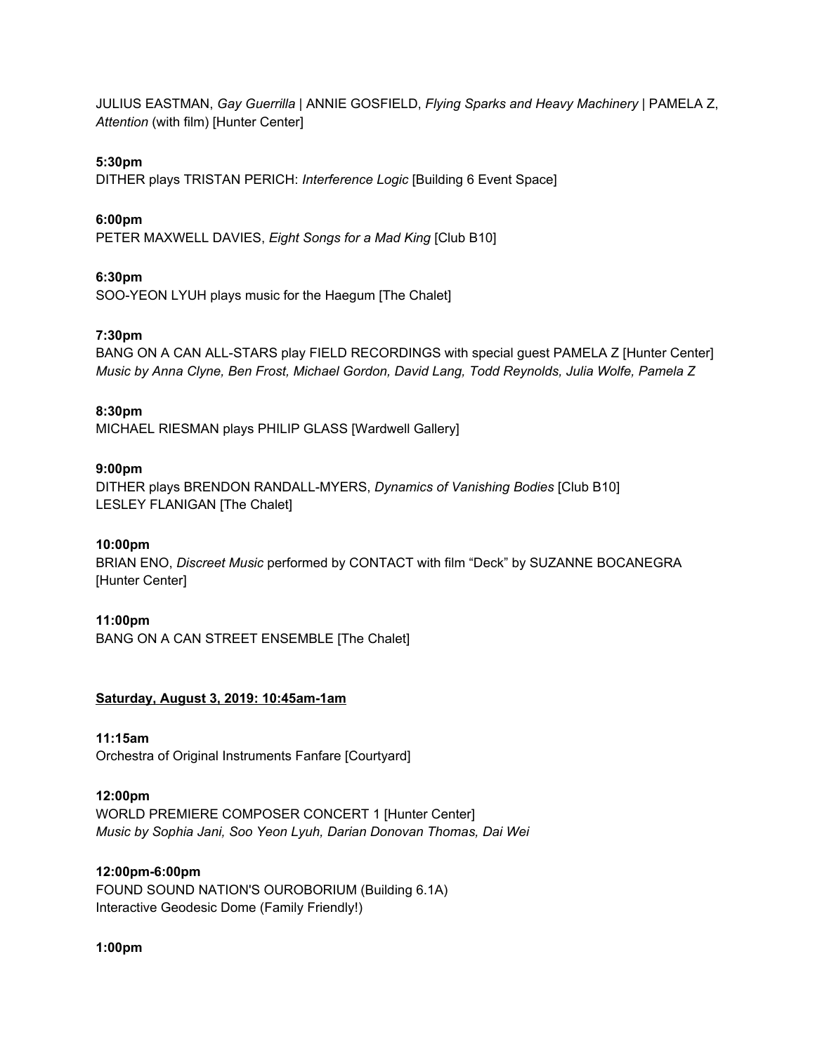JULIUS EASTMAN, *Gay Guerrilla* | ANNIE GOSFIELD, *Flying Sparks and Heavy Machinery* | PAMELA Z, *Attention* (with film) [Hunter Center]

**5:30pm**
DITHER plays TRISTAN PERICH: *Interference Logic* [Building 6 Event Space]

**6:00pm**
PETER MAXWELL DAVIES, *Eight Songs for a Mad King* [Club B10]

**6:30pm**
SOO-YEON LYUH plays music for the Haegum [The Chalet]

**7:30pm**
BANG ON A CAN ALL-STARS play FIELD RECORDINGS with special guest PAMELA Z [Hunter Center]
*Music by Anna Clyne, Ben Frost, Michael Gordon, David Lang, Todd Reynolds, Julia Wolfe, Pamela Z*

**8:30pm**
MICHAEL RIESMAN plays PHILIP GLASS [Wardwell Gallery]

**9:00pm**
DITHER plays BRENDON RANDALL-MYERS, *Dynamics of Vanishing Bodies* [Club B10]
LESLEY FLANIGAN [The Chalet]

**10:00pm**
BRIAN ENO, *Discreet Music* performed by CONTACT with film "Deck" by SUZANNE BOCANEGRA [Hunter Center]

**11:00pm**
BANG ON A CAN STREET ENSEMBLE [The Chalet]

**Saturday, August 3, 2019: 10:45am-1am**

**11:15am**
Orchestra of Original Instruments Fanfare [Courtyard]

**12:00pm**
WORLD PREMIERE COMPOSER CONCERT 1 [Hunter Center]
*Music by Sophia Jani, Soo Yeon Lyuh, Darian Donovan Thomas, Dai Wei*

**12:00pm-6:00pm**
FOUND SOUND NATION'S OUROBORIUM (Building 6.1A)
Interactive Geodesic Dome (Family Friendly!)

**1:00pm**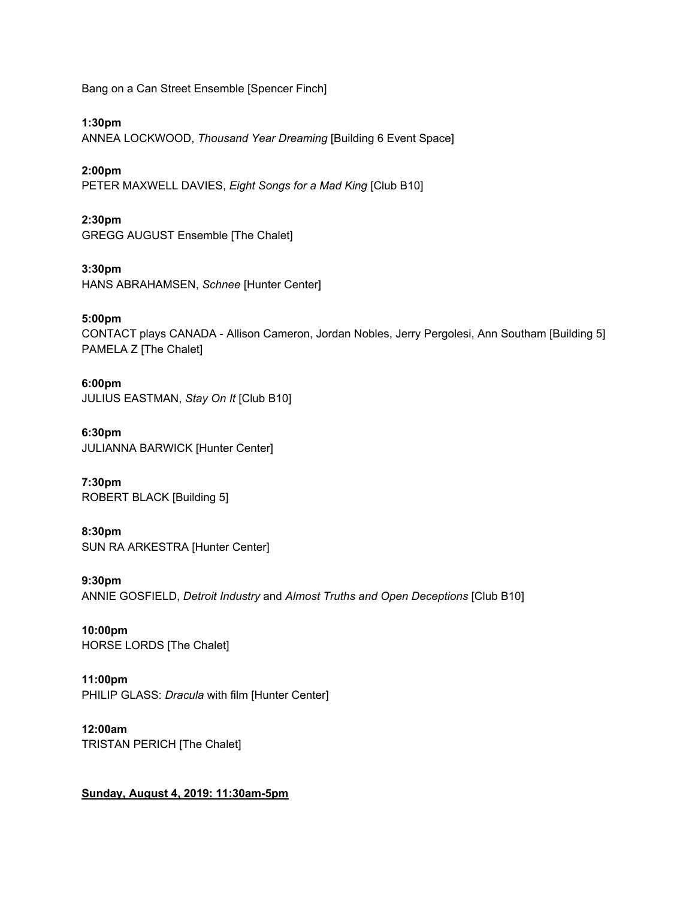Bang on a Can Street Ensemble [Spencer Finch]

**1:30pm**
ANNEA LOCKWOOD, *Thousand Year Dreaming* [Building 6 Event Space]

**2:00pm**
PETER MAXWELL DAVIES, *Eight Songs for a Mad King* [Club B10]

**2:30pm**
GREGG AUGUST Ensemble [The Chalet]

**3:30pm**
HANS ABRAHAMSEN, *Schnee* [Hunter Center]

**5:00pm**
CONTACT plays CANADA - Allison Cameron, Jordan Nobles, Jerry Pergolesi, Ann Southam [Building 5]
PAMELA Z [The Chalet]

**6:00pm**
JULIUS EASTMAN, *Stay On It* [Club B10]

**6:30pm**
JULIANNA BARWICK [Hunter Center]

**7:30pm**
ROBERT BLACK [Building 5]

**8:30pm**
SUN RA ARKESTRA [Hunter Center]

**9:30pm**
ANNIE GOSFIELD, *Detroit Industry* and *Almost Truths and Open Deceptions* [Club B10]

**10:00pm**
HORSE LORDS [The Chalet]

**11:00pm**
PHILIP GLASS: *Dracula* with film [Hunter Center]

**12:00am**
TRISTAN PERICH [The Chalet]

**Sunday, August 4, 2019: 11:30am-5pm**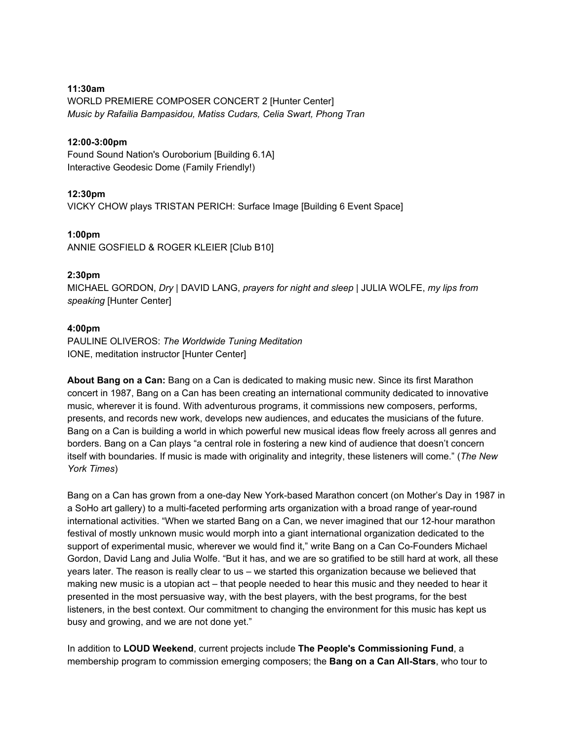**11:30am**
WORLD PREMIERE COMPOSER CONCERT 2 [Hunter Center]
*Music by Rafailia Bampasidou, Matiss Cudars, Celia Swart, Phong Tran*

**12:00-3:00pm**
Found Sound Nation's Ouroborium [Building 6.1A]
Interactive Geodesic Dome (Family Friendly!)

**12:30pm**
VICKY CHOW plays TRISTAN PERICH: Surface Image [Building 6 Event Space]

**1:00pm**
ANNIE GOSFIELD & ROGER KLEIER [Club B10]

**2:30pm**
MICHAEL GORDON, *Dry* | DAVID LANG, *prayers for night and sleep* | JULIA WOLFE, *my lips from speaking* [Hunter Center]

**4:00pm**
PAULINE OLIVEROS: *The Worldwide Tuning Meditation*
IONE, meditation instructor [Hunter Center]

**About Bang on a Can:** Bang on a Can is dedicated to making music new. Since its first Marathon concert in 1987, Bang on a Can has been creating an international community dedicated to innovative music, wherever it is found. With adventurous programs, it commissions new composers, performs, presents, and records new work, develops new audiences, and educates the musicians of the future. Bang on a Can is building a world in which powerful new musical ideas flow freely across all genres and borders. Bang on a Can plays "a central role in fostering a new kind of audience that doesn't concern itself with boundaries. If music is made with originality and integrity, these listeners will come." (*The New York Times*)

Bang on a Can has grown from a one-day New York-based Marathon concert (on Mother's Day in 1987 in a SoHo art gallery) to a multi-faceted performing arts organization with a broad range of year-round international activities. "When we started Bang on a Can, we never imagined that our 12-hour marathon festival of mostly unknown music would morph into a giant international organization dedicated to the support of experimental music, wherever we would find it," write Bang on a Can Co-Founders Michael Gordon, David Lang and Julia Wolfe. "But it has, and we are so gratified to be still hard at work, all these years later. The reason is really clear to us – we started this organization because we believed that making new music is a utopian act – that people needed to hear this music and they needed to hear it presented in the most persuasive way, with the best players, with the best programs, for the best listeners, in the best context. Our commitment to changing the environment for this music has kept us busy and growing, and we are not done yet."

In addition to **LOUD Weekend**, current projects include **The People's Commissioning Fund**, a membership program to commission emerging composers; the **Bang on a Can All-Stars**, who tour to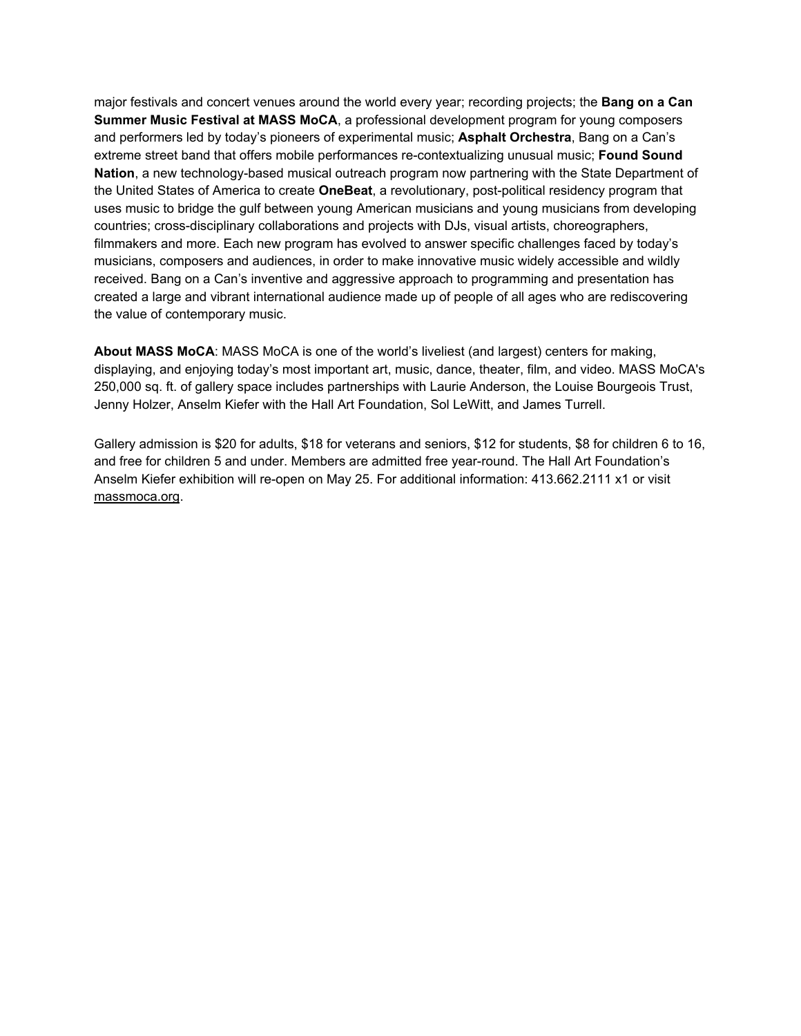major festivals and concert venues around the world every year; recording projects; the **Bang on a Can Summer Music Festival at MASS MoCA**, a professional development program for young composers and performers led by today's pioneers of experimental music; **Asphalt Orchestra**, Bang on a Can's extreme street band that offers mobile performances re-contextualizing unusual music; **Found Sound Nation**, a new technology-based musical outreach program now partnering with the State Department of the United States of America to create **OneBeat**, a revolutionary, post-political residency program that uses music to bridge the gulf between young American musicians and young musicians from developing countries; cross-disciplinary collaborations and projects with DJs, visual artists, choreographers, filmmakers and more. Each new program has evolved to answer specific challenges faced by today's musicians, composers and audiences, in order to make innovative music widely accessible and wildly received. Bang on a Can's inventive and aggressive approach to programming and presentation has created a large and vibrant international audience made up of people of all ages who are rediscovering the value of contemporary music.

**About MASS MoCA**: MASS MoCA is one of the world's liveliest (and largest) centers for making, displaying, and enjoying today's most important art, music, dance, theater, film, and video. MASS MoCA's 250,000 sq. ft. of gallery space includes partnerships with Laurie Anderson, the Louise Bourgeois Trust, Jenny Holzer, Anselm Kiefer with the Hall Art Foundation, Sol LeWitt, and James Turrell.

Gallery admission is $20 for adults, $18 for veterans and seniors, $12 for students, $8 for children 6 to 16, and free for children 5 and under. Members are admitted free year-round. The Hall Art Foundation's Anselm Kiefer exhibition will re-open on May 25. For additional information: 413.662.2111 x1 or visit massmoca.org.